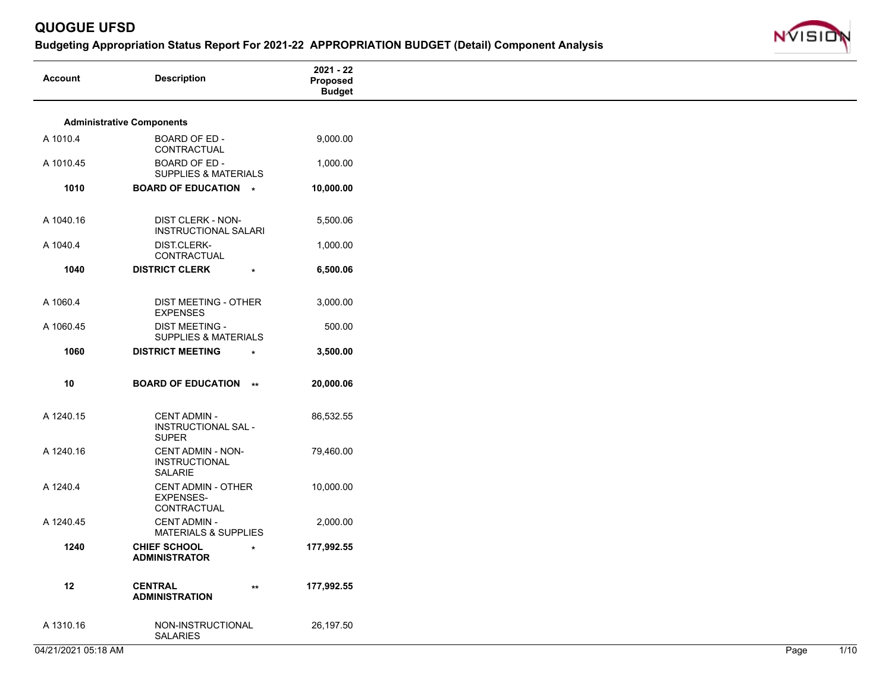# QUOGUE UFSD

## Budgeting Appropriation Status Report For 2021-22 APPROPRIATION BUDGET (Detail) Component Analysis

| Account | Description | 2021 - 22 Proposed Budget |
|---|---|---|
| **Administrative Components** | | |
| A 1010.4 | BOARD OF ED - CONTRACTUAL | 9,000.00 |
| A 1010.45 | BOARD OF ED - SUPPLIES & MATERIALS | 1,000.00 |
| **1010** | **BOARD OF EDUCATION** * | **10,000.00** |
| A 1040.16 | DIST CLERK - NON-INSTRUCTIONAL SALARI | 5,500.06 |
| A 1040.4 | DIST.CLERK-CONTRACTUAL | 1,000.00 |
| **1040** | **DISTRICT CLERK** * | **6,500.06** |
| A 1060.4 | DIST MEETING - OTHER EXPENSES | 3,000.00 |
| A 1060.45 | DIST MEETING - SUPPLIES & MATERIALS | 500.00 |
| **1060** | **DISTRICT MEETING** * | **3,500.00** |
| **10** | **BOARD OF EDUCATION** ** | **20,000.06** |
| A 1240.15 | CENT ADMIN - INSTRUCTIONAL SAL - SUPER | 86,532.55 |
| A 1240.16 | CENT ADMIN - NON-INSTRUCTIONAL SALARIE | 79,460.00 |
| A 1240.4 | CENT ADMIN - OTHER EXPENSES-CONTRACTUAL | 10,000.00 |
| A 1240.45 | CENT ADMIN - MATERIALS & SUPPLIES | 2,000.00 |
| **1240** | **CHIEF SCHOOL ADMINISTRATOR** * | **177,992.55** |
| **12** | **CENTRAL ADMINISTRATION** ** | **177,992.55** |
| A 1310.16 | NON-INSTRUCTIONAL SALARIES | 26,197.50 |

04/21/2021 05:18 AM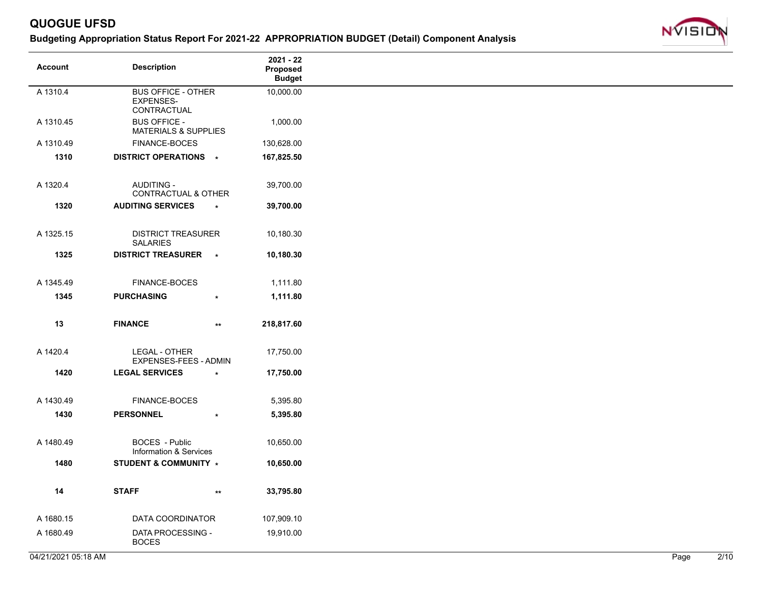# QUOGUE UFSD

## Budgeting Appropriation Status Report For 2021-22 APPROPRIATION BUDGET (Detail) Component Analysis

| Account | Description | 2021 - 22 Proposed Budget |
|---|---|---|
| A 1310.4 | BUS OFFICE - OTHER EXPENSES-CONTRACTUAL | 10,000.00 |
| A 1310.45 | BUS OFFICE - MATERIALS & SUPPLIES | 1,000.00 |
| A 1310.49 | FINANCE-BOCES | 130,628.00 |
| **1310** | **DISTRICT OPERATIONS** * | **167,825.50** |
| A 1320.4 | AUDITING - CONTRACTUAL & OTHER | 39,700.00 |
| **1320** | **AUDITING SERVICES** * | **39,700.00** |
| A 1325.15 | DISTRICT TREASURER SALARIES | 10,180.30 |
| **1325** | **DISTRICT TREASURER** * | **10,180.30** |
| A 1345.49 | FINANCE-BOCES | 1,111.80 |
| **1345** | **PURCHASING** * | **1,111.80** |
| **13** | **FINANCE** ** | **218,817.60** |
| A 1420.4 | LEGAL - OTHER EXPENSES-FEES - ADMIN | 17,750.00 |
| **1420** | **LEGAL SERVICES** * | **17,750.00** |
| A 1430.49 | FINANCE-BOCES | 5,395.80 |
| **1430** | **PERSONNEL** * | **5,395.80** |
| A 1480.49 | BOCES - Public Information & Services | 10,650.00 |
| **1480** | **STUDENT & COMMUNITY** * | **10,650.00** |
| **14** | **STAFF** ** | **33,795.80** |
| A 1680.15 | DATA COORDINATOR | 107,909.10 |
| A 1680.49 | DATA PROCESSING - BOCES | 19,910.00 |

04/21/2021 05:18 AM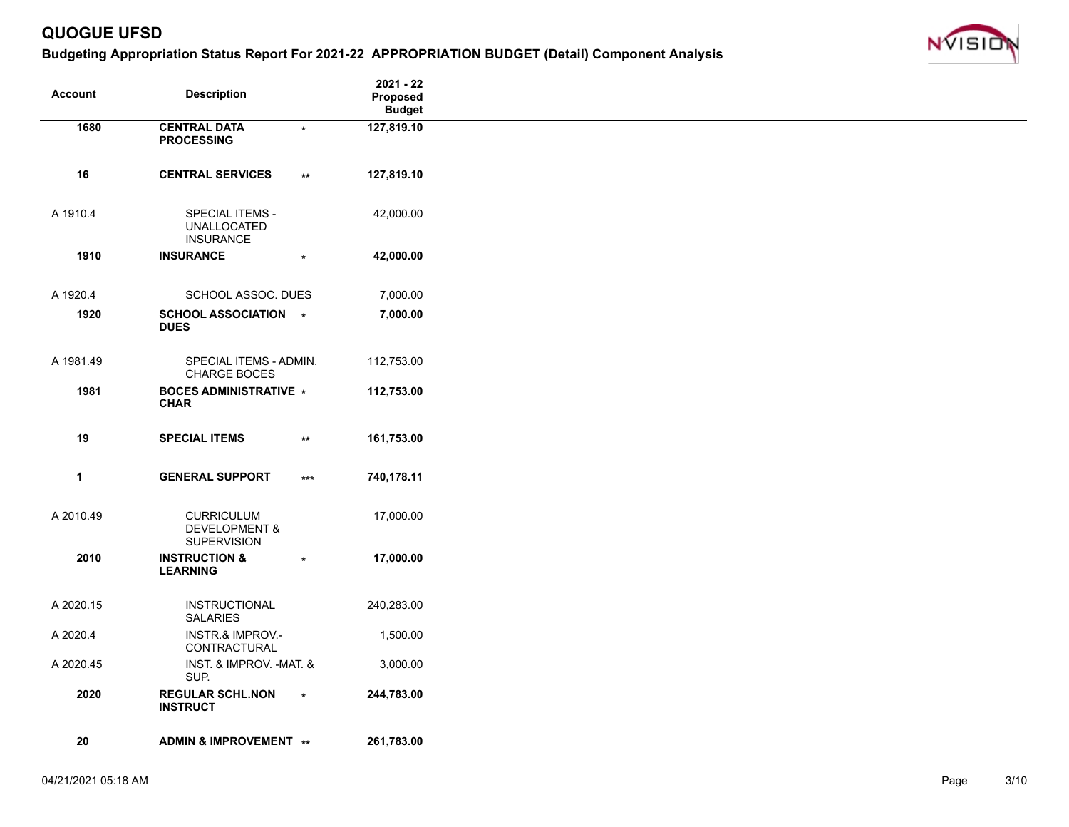# QUOGUE UFSD

## Budgeting Appropriation Status Report For 2021-22 APPROPRIATION BUDGET (Detail) Component Analysis

| Account | Description | | 2021 - 22 Proposed Budget |
|---|---|---|---|
| **1680** | **CENTRAL DATA PROCESSING** | * | **127,819.10** |
| **16** | **CENTRAL SERVICES** | ** | **127,819.10** |
| A 1910.4 | SPECIAL ITEMS - UNALLOCATED INSURANCE | | 42,000.00 |
| **1910** | **INSURANCE** | * | **42,000.00** |
| A 1920.4 | SCHOOL ASSOC. DUES | | 7,000.00 |
| **1920** | **SCHOOL ASSOCIATION DUES** | * | **7,000.00** |
| A 1981.49 | SPECIAL ITEMS - ADMIN. CHARGE BOCES | | 112,753.00 |
| **1981** | **BOCES ADMINISTRATIVE CHAR** | * | **112,753.00** |
| **19** | **SPECIAL ITEMS** | ** | **161,753.00** |
| **1** | **GENERAL SUPPORT** | *** | **740,178.11** |
| A 2010.49 | CURRICULUM DEVELOPMENT & SUPERVISION | | 17,000.00 |
| **2010** | **INSTRUCTION & LEARNING** | * | **17,000.00** |
| A 2020.15 | INSTRUCTIONAL SALARIES | | 240,283.00 |
| A 2020.4 | INSTR.& IMPROV.-CONTRACTURAL | | 1,500.00 |
| A 2020.45 | INST. & IMPROV. -MAT. & SUP. | | 3,000.00 |
| **2020** | **REGULAR SCHL.NON INSTRUCT** | * | **244,783.00** |
| **20** | **ADMIN & IMPROVEMENT** | ** | **261,783.00** |

04/21/2021 05:18 AM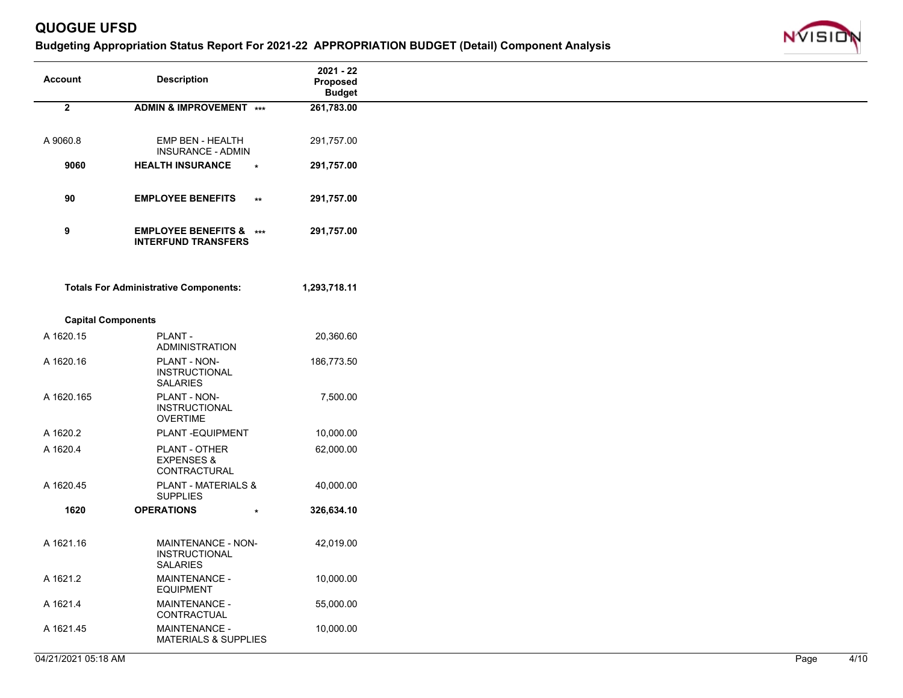# QUOGUE UFSD

## Budgeting Appropriation Status Report For 2021-22 APPROPRIATION BUDGET (Detail) Component Analysis

| Account | Description | 2021 - 22 Proposed Budget |
|---|---|---|
| **2** | **ADMIN & IMPROVEMENT** *** | **261,783.00** |
| A 9060.8 | EMP BEN - HEALTH INSURANCE - ADMIN | 291,757.00 |
| **9060** | **HEALTH INSURANCE** * | **291,757.00** |
| **90** | **EMPLOYEE BENEFITS** ** | **291,757.00** |
| **9** | **EMPLOYEE BENEFITS & INTERFUND TRANSFERS** *** | **291,757.00** |
| | **Totals For Administrative Components:** | **1,293,718.11** |
| | **Capital Components** | |
| A 1620.15 | PLANT - ADMINISTRATION | 20,360.60 |
| A 1620.16 | PLANT - NON-INSTRUCTIONAL SALARIES | 186,773.50 |
| A 1620.165 | PLANT - NON-INSTRUCTIONAL OVERTIME | 7,500.00 |
| A 1620.2 | PLANT -EQUIPMENT | 10,000.00 |
| A 1620.4 | PLANT - OTHER EXPENSES & CONTRACTURAL | 62,000.00 |
| A 1620.45 | PLANT - MATERIALS & SUPPLIES | 40,000.00 |
| **1620** | **OPERATIONS** * | **326,634.10** |
| A 1621.16 | MAINTENANCE - NON-INSTRUCTIONAL SALARIES | 42,019.00 |
| A 1621.2 | MAINTENANCE - EQUIPMENT | 10,000.00 |
| A 1621.4 | MAINTENANCE - CONTRACTUAL | 55,000.00 |
| A 1621.45 | MAINTENANCE - MATERIALS & SUPPLIES | 10,000.00 |

04/21/2021 05:18 AM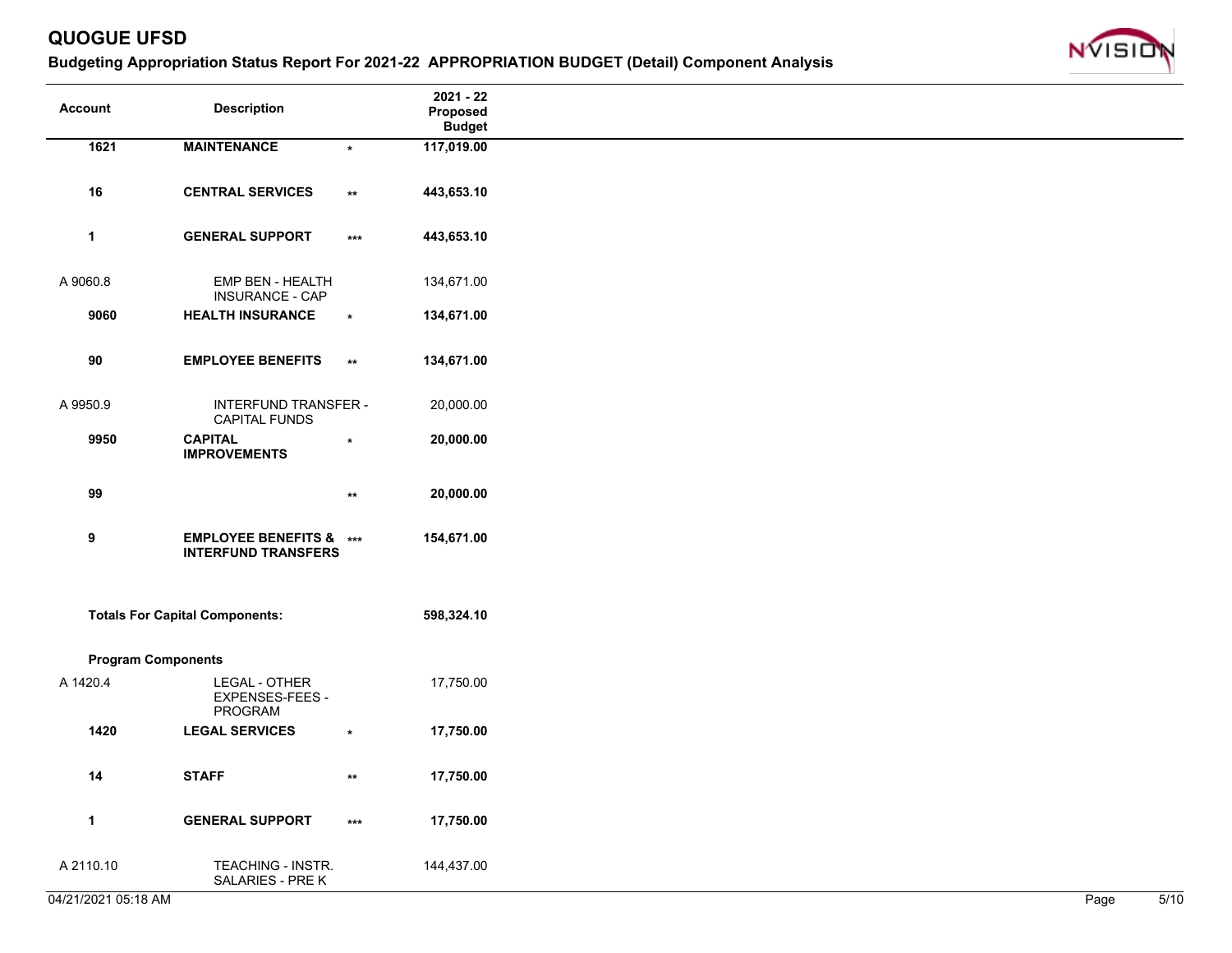# QUOGUE UFSD

## Budgeting Appropriation Status Report For 2021-22 APPROPRIATION BUDGET (Detail) Component Analysis

| Account | Description | | 2021 - 22 Proposed Budget |
|---|---|---|---|
| **1621** | **MAINTENANCE** | * | **117,019.00** |
| **16** | **CENTRAL SERVICES** | ** | **443,653.10** |
| **1** | **GENERAL SUPPORT** | *** | **443,653.10** |
| A 9060.8 | EMP BEN - HEALTH INSURANCE - CAP | | 134,671.00 |
| **9060** | **HEALTH INSURANCE** | * | **134,671.00** |
| **90** | **EMPLOYEE BENEFITS** | ** | **134,671.00** |
| A 9950.9 | INTERFUND TRANSFER - CAPITAL FUNDS | | 20,000.00 |
| **9950** | **CAPITAL IMPROVEMENTS** | * | **20,000.00** |
| **99** | | ** | **20,000.00** |
| **9** | **EMPLOYEE BENEFITS & INTERFUND TRANSFERS** | *** | **154,671.00** |
| **Totals For Capital Components:** | | | **598,324.10** |
| **Program Components** | | | |
| A 1420.4 | LEGAL - OTHER EXPENSES-FEES - PROGRAM | | 17,750.00 |
| **1420** | **LEGAL SERVICES** | * | **17,750.00** |
| **14** | **STAFF** | ** | **17,750.00** |
| **1** | **GENERAL SUPPORT** | *** | **17,750.00** |
| A 2110.10 | TEACHING - INSTR. SALARIES - PRE K | | 144,437.00 |

04/21/2021 05:18 AM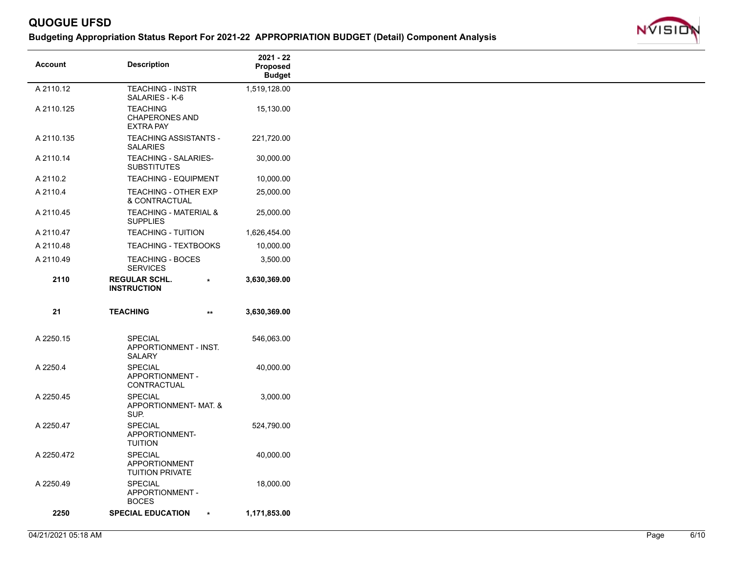# QUOGUE UFSD

## Budgeting Appropriation Status Report For 2021-22 APPROPRIATION BUDGET (Detail) Component Analysis

| Account | Description | 2021 - 22 Proposed Budget |
|---|---|---|
| A 2110.12 | TEACHING - INSTR SALARIES - K-6 | 1,519,128.00 |
| A 2110.125 | TEACHING CHAPERONES AND EXTRA PAY | 15,130.00 |
| A 2110.135 | TEACHING ASSISTANTS - SALARIES | 221,720.00 |
| A 2110.14 | TEACHING - SALARIES-SUBSTITUTES | 30,000.00 |
| A 2110.2 | TEACHING - EQUIPMENT | 10,000.00 |
| A 2110.4 | TEACHING - OTHER EXP & CONTRACTUAL | 25,000.00 |
| A 2110.45 | TEACHING - MATERIAL & SUPPLIES | 25,000.00 |
| A 2110.47 | TEACHING - TUITION | 1,626,454.00 |
| A 2110.48 | TEACHING - TEXTBOOKS | 10,000.00 |
| A 2110.49 | TEACHING - BOCES SERVICES | 3,500.00 |
| **2110** | **REGULAR SCHL. INSTRUCTION** * | **3,630,369.00** |
| **21** | **TEACHING** ** | **3,630,369.00** |
| A 2250.15 | SPECIAL APPORTIONMENT - INST. SALARY | 546,063.00 |
| A 2250.4 | SPECIAL APPORTIONMENT - CONTRACTUAL | 40,000.00 |
| A 2250.45 | SPECIAL APPORTIONMENT- MAT. & SUP. | 3,000.00 |
| A 2250.47 | SPECIAL APPORTIONMENT-TUITION | 524,790.00 |
| A 2250.472 | SPECIAL APPORTIONMENT TUITION PRIVATE | 40,000.00 |
| A 2250.49 | SPECIAL APPORTIONMENT - BOCES | 18,000.00 |
| **2250** | **SPECIAL EDUCATION** * | **1,171,853.00** |

04/21/2021 05:18 AM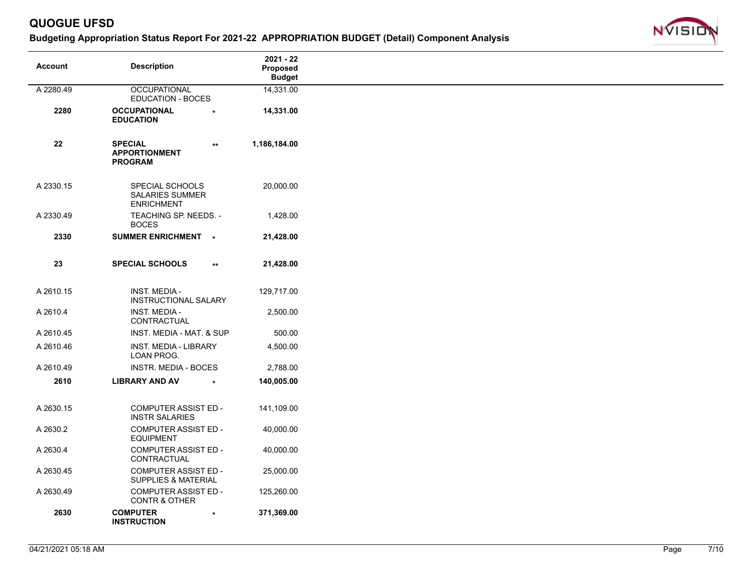# QUOGUE UFSD

## Budgeting Appropriation Status Report For 2021-22 APPROPRIATION BUDGET (Detail) Component Analysis

| Account | Description | | 2021 - 22 Proposed Budget |
|---|---|---|---|
| A 2280.49 | OCCUPATIONAL EDUCATION - BOCES | | 14,331.00 |
| **2280** | **OCCUPATIONAL EDUCATION** | * | **14,331.00** |
| **22** | **SPECIAL APPORTIONMENT PROGRAM** | ** | **1,186,184.00** |
| A 2330.15 | SPECIAL SCHOOLS SALARIES SUMMER ENRICHMENT | | 20,000.00 |
| A 2330.49 | TEACHING SP. NEEDS. - BOCES | | 1,428.00 |
| **2330** | **SUMMER ENRICHMENT** | * | **21,428.00** |
| **23** | **SPECIAL SCHOOLS** | ** | **21,428.00** |
| A 2610.15 | INST. MEDIA - INSTRUCTIONAL SALARY | | 129,717.00 |
| A 2610.4 | INST. MEDIA - CONTRACTUAL | | 2,500.00 |
| A 2610.45 | INST. MEDIA - MAT. & SUP | | 500.00 |
| A 2610.46 | INST. MEDIA - LIBRARY LOAN PROG. | | 4,500.00 |
| A 2610.49 | INSTR. MEDIA - BOCES | | 2,788.00 |
| **2610** | **LIBRARY AND AV** | * | **140,005.00** |
| A 2630.15 | COMPUTER ASSIST ED - INSTR SALARIES | | 141,109.00 |
| A 2630.2 | COMPUTER ASSIST ED - EQUIPMENT | | 40,000.00 |
| A 2630.4 | COMPUTER ASSIST ED - CONTRACTUAL | | 40,000.00 |
| A 2630.45 | COMPUTER ASSIST ED - SUPPLIES & MATERIAL | | 25,000.00 |
| A 2630.49 | COMPUTER ASSIST ED - CONTR & OTHER | | 125,260.00 |
| **2630** | **COMPUTER INSTRUCTION** | * | **371,369.00** |

04/21/2021 05:18 AM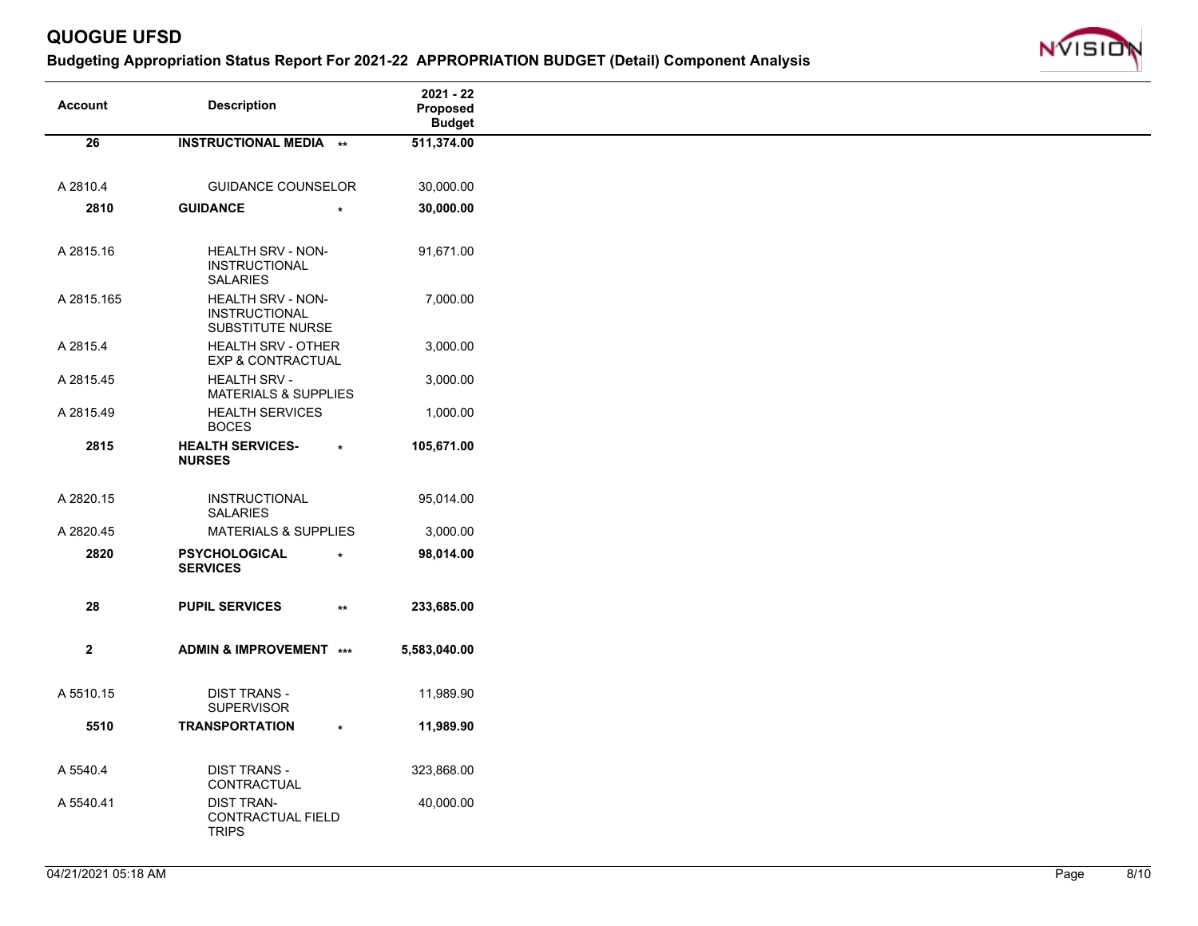# QUOGUE UFSD

## Budgeting Appropriation Status Report For 2021-22 APPROPRIATION BUDGET (Detail) Component Analysis

| Account | Description | 2021 - 22 Proposed Budget |
|---|---|---|
| **26** | **INSTRUCTIONAL MEDIA** ** | **511,374.00** |
| A 2810.4 | GUIDANCE COUNSELOR | 30,000.00 |
| **2810** | **GUIDANCE** * | **30,000.00** |
| A 2815.16 | HEALTH SRV - NON-INSTRUCTIONAL SALARIES | 91,671.00 |
| A 2815.165 | HEALTH SRV - NON-INSTRUCTIONAL SUBSTITUTE NURSE | 7,000.00 |
| A 2815.4 | HEALTH SRV - OTHER EXP & CONTRACTUAL | 3,000.00 |
| A 2815.45 | HEALTH SRV - MATERIALS & SUPPLIES | 3,000.00 |
| A 2815.49 | HEALTH SERVICES BOCES | 1,000.00 |
| **2815** | **HEALTH SERVICES-NURSES** * | **105,671.00** |
| A 2820.15 | INSTRUCTIONAL SALARIES | 95,014.00 |
| A 2820.45 | MATERIALS & SUPPLIES | 3,000.00 |
| **2820** | **PSYCHOLOGICAL SERVICES** * | **98,014.00** |
| **28** | **PUPIL SERVICES** ** | **233,685.00** |
| **2** | **ADMIN & IMPROVEMENT** *** | **5,583,040.00** |
| A 5510.15 | DIST TRANS - SUPERVISOR | 11,989.90 |
| **5510** | **TRANSPORTATION** * | **11,989.90** |
| A 5540.4 | DIST TRANS - CONTRACTUAL | 323,868.00 |
| A 5540.41 | DIST TRAN-CONTRACTUAL FIELD TRIPS | 40,000.00 |

04/21/2021 05:18 AM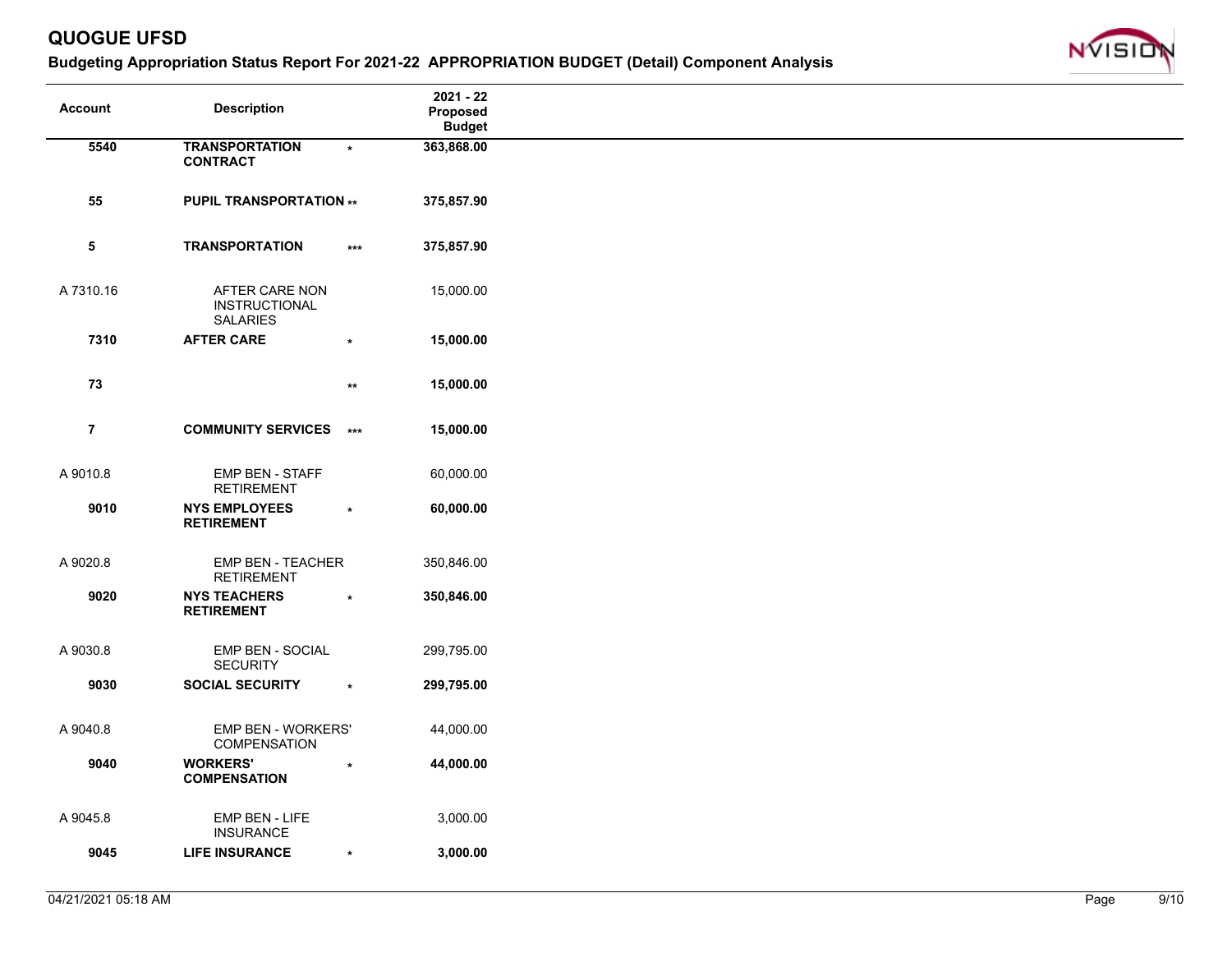# QUOGUE UFSD

## Budgeting Appropriation Status Report For 2021-22 APPROPRIATION BUDGET (Detail) Component Analysis

| Account | Description | | 2021 - 22 Proposed Budget |
|---|---|---|---|
| **5540** | **TRANSPORTATION CONTRACT** | * | **363,868.00** |
| **55** | **PUPIL TRANSPORTATION** | ** | **375,857.90** |
| **5** | **TRANSPORTATION** | *** | **375,857.90** |
| A 7310.16 | AFTER CARE NON INSTRUCTIONAL SALARIES | | 15,000.00 |
| **7310** | **AFTER CARE** | * | **15,000.00** |
| **73** | | ** | **15,000.00** |
| **7** | **COMMUNITY SERVICES** | *** | **15,000.00** |
| A 9010.8 | EMP BEN - STAFF RETIREMENT | | 60,000.00 |
| **9010** | **NYS EMPLOYEES RETIREMENT** | * | **60,000.00** |
| A 9020.8 | EMP BEN - TEACHER RETIREMENT | | 350,846.00 |
| **9020** | **NYS TEACHERS RETIREMENT** | * | **350,846.00** |
| A 9030.8 | EMP BEN - SOCIAL SECURITY | | 299,795.00 |
| **9030** | **SOCIAL SECURITY** | * | **299,795.00** |
| A 9040.8 | EMP BEN - WORKERS' COMPENSATION | | 44,000.00 |
| **9040** | **WORKERS' COMPENSATION** | * | **44,000.00** |
| A 9045.8 | EMP BEN - LIFE INSURANCE | | 3,000.00 |
| **9045** | **LIFE INSURANCE** | * | **3,000.00** |

04/21/2021 05:18 AM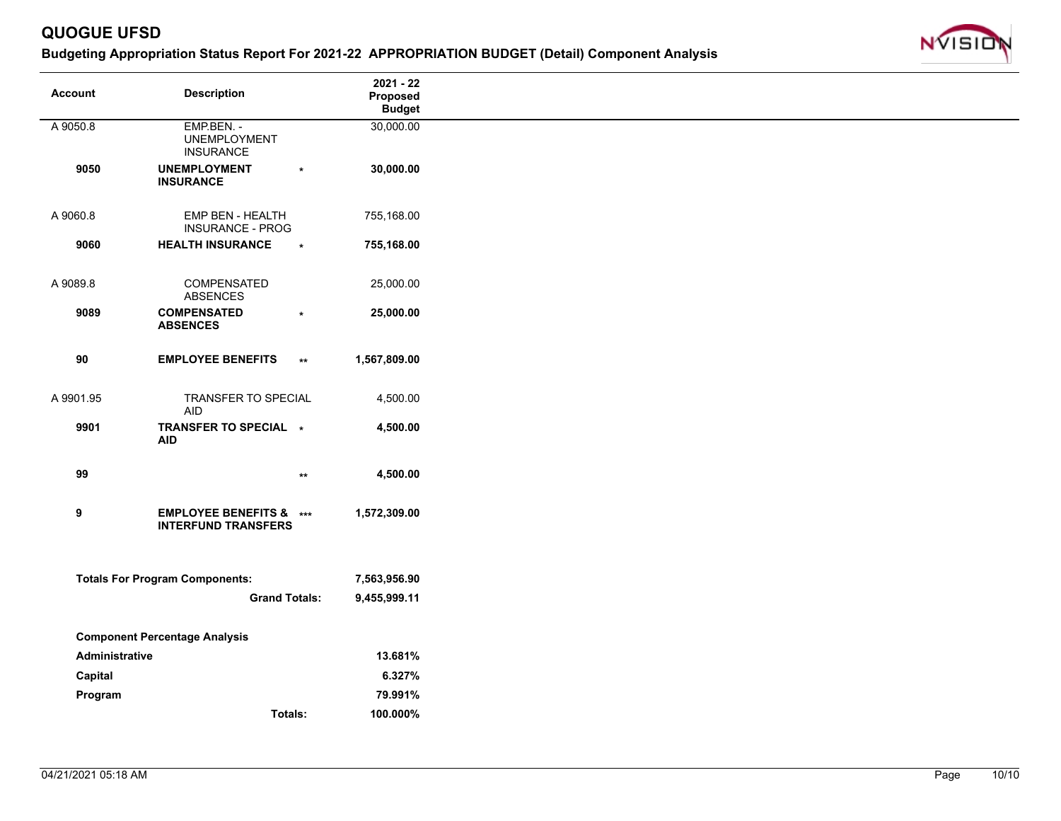# QUOGUE UFSD

## Budgeting Appropriation Status Report For 2021-22 APPROPRIATION BUDGET (Detail) Component Analysis

| Account | Description | | 2021 - 22 Proposed Budget |
|---|---|---|---|
| A 9050.8 | EMP.BEN. - UNEMPLOYMENT INSURANCE | | 30,000.00 |
| **9050** | **UNEMPLOYMENT INSURANCE** | * | **30,000.00** |
| A 9060.8 | EMP BEN - HEALTH INSURANCE - PROG | | 755,168.00 |
| **9060** | **HEALTH INSURANCE** | * | **755,168.00** |
| A 9089.8 | COMPENSATED ABSENCES | | 25,000.00 |
| **9089** | **COMPENSATED ABSENCES** | * | **25,000.00** |
| **90** | **EMPLOYEE BENEFITS** | ** | **1,567,809.00** |
| A 9901.95 | TRANSFER TO SPECIAL AID | | 4,500.00 |
| **9901** | **TRANSFER TO SPECIAL AID** | * | **4,500.00** |
| **99** | | ** | **4,500.00** |
| **9** | **EMPLOYEE BENEFITS & INTERFUND TRANSFERS** | *** | **1,572,309.00** |

| | |
|---|---|
| **Totals For Program Components:** | **7,563,956.90** |
| **Grand Totals:** | **9,455,999.11** |

**Component Percentage Analysis**

| | |
|---|---|
| **Administrative** | **13.681%** |
| **Capital** | **6.327%** |
| **Program** | **79.991%** |
| **Totals:** | **100.000%** |

04/21/2021 05:18 AM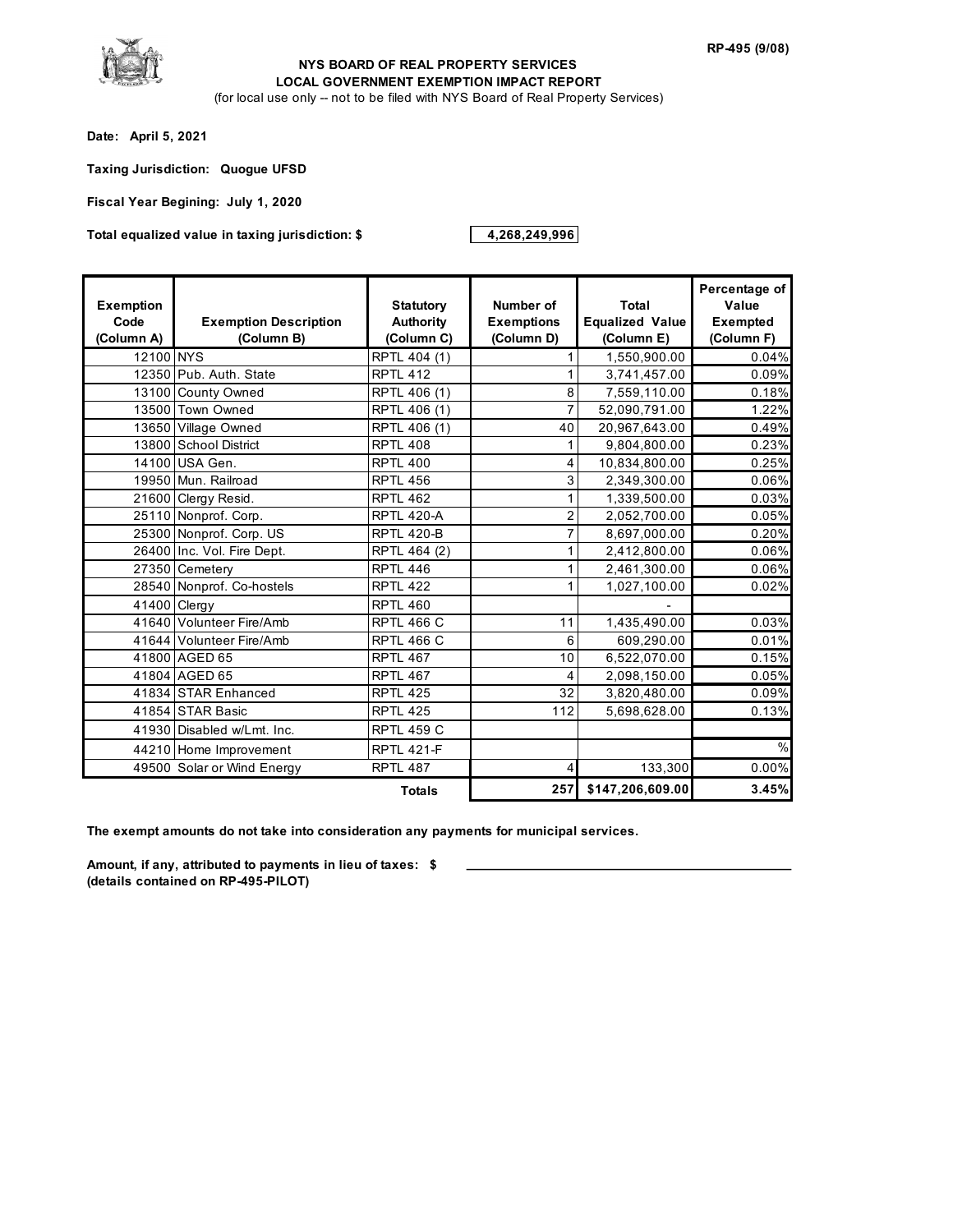RP-495 (9/08)

**NYS BOARD OF REAL PROPERTY SERVICES**
**LOCAL GOVERNMENT EXEMPTION IMPACT REPORT**
(for local use only -- not to be filed with NYS Board of Real Property Services)

**Date: April 5, 2021**

**Taxing Jurisdiction: Quogue UFSD**

**Fiscal Year Begining: July 1, 2020**

**Total equalized value in taxing jurisdiction: $** 4,268,249,996

| Exemption Code (Column A) | Exemption Description (Column B) | Statutory Authority (Column C) | Number of Exemptions (Column D) | Total Equalized Value (Column E) | Percentage of Value Exempted (Column F) |
|---|---|---|---|---|---|
| 12100 | NYS | RPTL 404 (1) | 1 | 1,550,900.00 | 0.04% |
| 12350 | Pub. Auth. State | RPTL 412 | 1 | 3,741,457.00 | 0.09% |
| 13100 | County Owned | RPTL 406 (1) | 8 | 7,559,110.00 | 0.18% |
| 13500 | Town Owned | RPTL 406 (1) | 7 | 52,090,791.00 | 1.22% |
| 13650 | Village Owned | RPTL 406 (1) | 40 | 20,967,643.00 | 0.49% |
| 13800 | School District | RPTL 408 | 1 | 9,804,800.00 | 0.23% |
| 14100 | USA Gen. | RPTL 400 | 4 | 10,834,800.00 | 0.25% |
| 19950 | Mun. Railroad | RPTL 456 | 3 | 2,349,300.00 | 0.06% |
| 21600 | Clergy Resid. | RPTL 462 | 1 | 1,339,500.00 | 0.03% |
| 25110 | Nonprof. Corp. | RPTL 420-A | 2 | 2,052,700.00 | 0.05% |
| 25300 | Nonprof. Corp. US | RPTL 420-B | 7 | 8,697,000.00 | 0.20% |
| 26400 | Inc. Vol. Fire Dept. | RPTL 464 (2) | 1 | 2,412,800.00 | 0.06% |
| 27350 | Cemetery | RPTL 446 | 1 | 2,461,300.00 | 0.06% |
| 28540 | Nonprof. Co-hostels | RPTL 422 | 1 | 1,027,100.00 | 0.02% |
| 41400 | Clergy | RPTL 460 | | - | |
| 41640 | Volunteer Fire/Amb | RPTL 466 C | 11 | 1,435,490.00 | 0.03% |
| 41644 | Volunteer Fire/Amb | RPTL 466 C | 6 | 609,290.00 | 0.01% |
| 41800 | AGED 65 | RPTL 467 | 10 | 6,522,070.00 | 0.15% |
| 41804 | AGED 65 | RPTL 467 | 4 | 2,098,150.00 | 0.05% |
| 41834 | STAR Enhanced | RPTL 425 | 32 | 3,820,480.00 | 0.09% |
| 41854 | STAR Basic | RPTL 425 | 112 | 5,698,628.00 | 0.13% |
| 41930 | Disabled w/Lmt. Inc. | RPTL 459 C | | | |
| 44210 | Home Improvement | RPTL 421-F | | | % |
| 49500 | Solar or Wind Energy | RPTL 487 | 4 | 133,300 | 0.00% |
| | | **Totals** | **257** | **$147,206,609.00** | **3.45%** |

**The exempt amounts do not take into consideration any payments for municipal services.**

**Amount, if any, attributed to payments in lieu of taxes: $** ______________________
**(details contained on RP-495-PILOT)**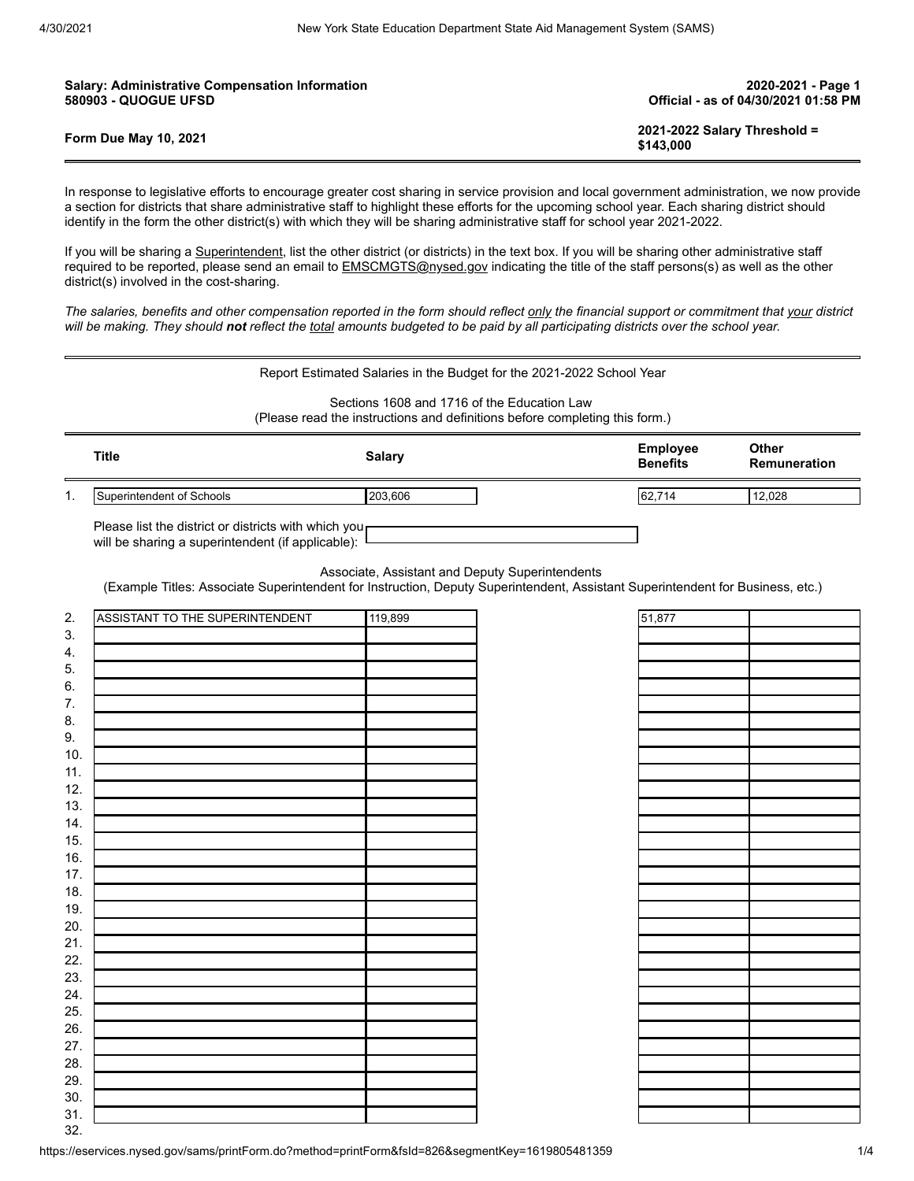**Salary: Administrative Compensation Information**
**580903 - QUOGUE UFSD**

**2020-2021 - Page 1**
**Official - as of 04/30/2021 01:58 PM**

**Form Due May 10, 2021**

**2021-2022 Salary Threshold = $143,000**

In response to legislative efforts to encourage greater cost sharing in service provision and local government administration, we now provide a section for districts that share administrative staff to highlight these efforts for the upcoming school year. Each sharing district should identify in the form the other district(s) with which they will be sharing administrative staff for school year 2021-2022.

If you will be sharing a Superintendent, list the other district (or districts) in the text box. If you will be sharing other administrative staff required to be reported, please send an email to EMSCMGTS@nysed.gov indicating the title of the staff persons(s) as well as the other district(s) involved in the cost-sharing.

*The salaries, benefits and other compensation reported in the form should reflect only the financial support or commitment that your district will be making. They should **not** reflect the total amounts budgeted to be paid by all participating districts over the school year.*

Report Estimated Salaries in the Budget for the 2021-2022 School Year

Sections 1608 and 1716 of the Education Law
(Please read the instructions and definitions before completing this form.)

| | Title | Salary | Employee Benefits | Other Remuneration |
|---|---|---|---|---|
| 1. | Superintendent of Schools | 203,606 | 62,714 | 12,028 |

Please list the district or districts with which you will be sharing a superintendent (if applicable):

Associate, Assistant and Deputy Superintendents
(Example Titles: Associate Superintendent for Instruction, Deputy Superintendent, Assistant Superintendent for Business, etc.)

| | Title | Salary | Employee Benefits | Other Remuneration |
|---|---|---|---|---|
| 2. | ASSISTANT TO THE SUPERINTENDENT | 119,899 | 51,877 | |
| 3. | | | | |
| 4. | | | | |
| 5. | | | | |
| 6. | | | | |
| 7. | | | | |
| 8. | | | | |
| 9. | | | | |
| 10. | | | | |
| 11. | | | | |
| 12. | | | | |
| 13. | | | | |
| 14. | | | | |
| 15. | | | | |
| 16. | | | | |
| 17. | | | | |
| 18. | | | | |
| 19. | | | | |
| 20. | | | | |
| 21. | | | | |
| 22. | | | | |
| 23. | | | | |
| 24. | | | | |
| 25. | | | | |
| 26. | | | | |
| 27. | | | | |
| 28. | | | | |
| 29. | | | | |
| 30. | | | | |
| 31. | | | | |
| 32. | | | | |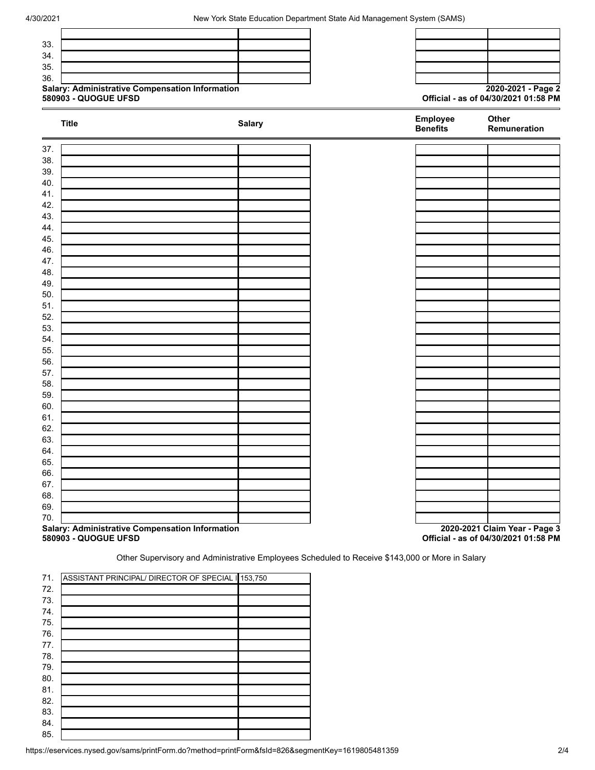| | Title | Salary | Employee Benefits | Other Remuneration |
|---|---|---|---|---|
| 33. | | | | |
| 34. | | | | |
| 35. | | | | |
| 36. | | | | |

**Salary: Administrative Compensation Information**
**580903 - QUOGUE UFSD**

**2020-2021 - Page 2**
**Official - as of 04/30/2021 01:58 PM**

| | Title | Salary | Employee Benefits | Other Remuneration |
|---|---|---|---|---|
| 37. | | | | |
| 38. | | | | |
| 39. | | | | |
| 40. | | | | |
| 41. | | | | |
| 42. | | | | |
| 43. | | | | |
| 44. | | | | |
| 45. | | | | |
| 46. | | | | |
| 47. | | | | |
| 48. | | | | |
| 49. | | | | |
| 50. | | | | |
| 51. | | | | |
| 52. | | | | |
| 53. | | | | |
| 54. | | | | |
| 55. | | | | |
| 56. | | | | |
| 57. | | | | |
| 58. | | | | |
| 59. | | | | |
| 60. | | | | |
| 61. | | | | |
| 62. | | | | |
| 63. | | | | |
| 64. | | | | |
| 65. | | | | |
| 66. | | | | |
| 67. | | | | |
| 68. | | | | |
| 69. | | | | |
| 70. | | | | |

**Salary: Administrative Compensation Information**
**580903 - QUOGUE UFSD**

**2020-2021 Claim Year - Page 3**
**Official - as of 04/30/2021 01:58 PM**

Other Supervisory and Administrative Employees Scheduled to Receive $143,000 or More in Salary

| | Title | Salary |
|---|---|---|
| 71. | ASSISTANT PRINCIPAL/ DIRECTOR OF SPECIAL I | 153,750 |
| 72. | | |
| 73. | | |
| 74. | | |
| 75. | | |
| 76. | | |
| 77. | | |
| 78. | | |
| 79. | | |
| 80. | | |
| 81. | | |
| 82. | | |
| 83. | | |
| 84. | | |
| 85. | | |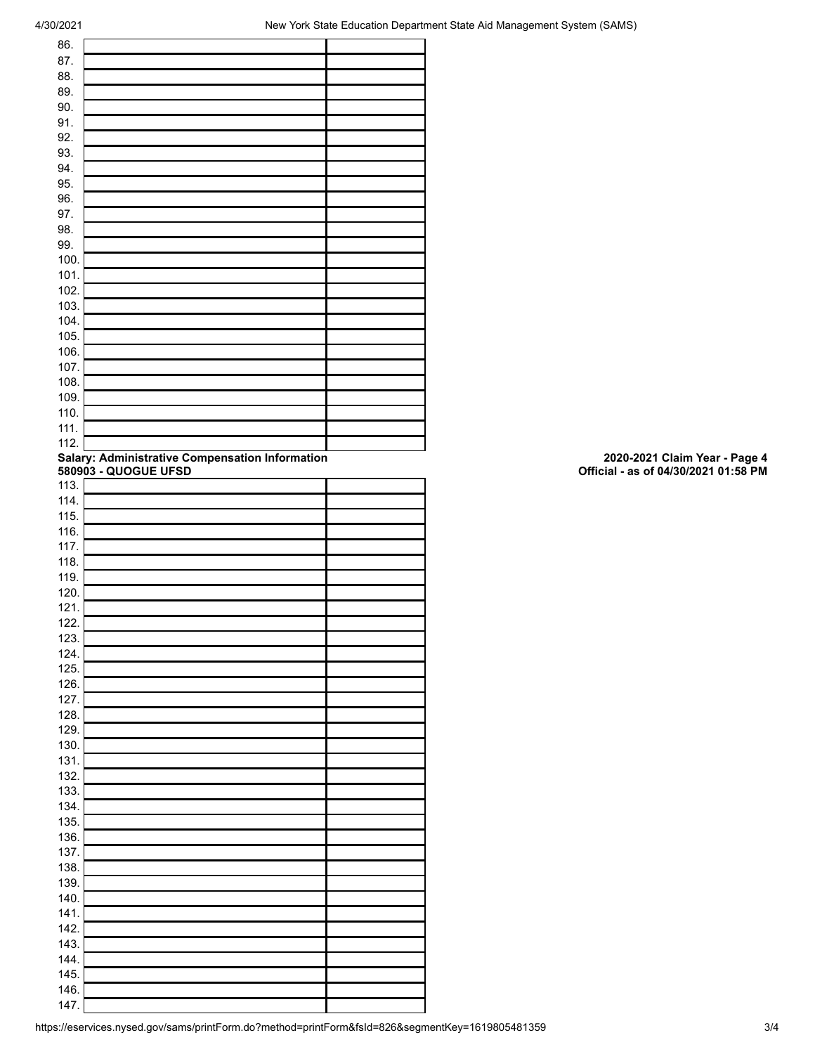| | | |
|---|---|---|
| 86. | | |
| 87. | | |
| 88. | | |
| 89. | | |
| 90. | | |
| 91. | | |
| 92. | | |
| 93. | | |
| 94. | | |
| 95. | | |
| 96. | | |
| 97. | | |
| 98. | | |
| 99. | | |
| 100. | | |
| 101. | | |
| 102. | | |
| 103. | | |
| 104. | | |
| 105. | | |
| 106. | | |
| 107. | | |
| 108. | | |
| 109. | | |
| 110. | | |
| 111. | | |
| 112. | | |

**Salary: Administrative Compensation Information**
**580903 - QUOGUE UFSD**

**2020-2021 Claim Year - Page 4**
**Official - as of 04/30/2021 01:58 PM**

| | | |
|---|---|---|
| 113. | | |
| 114. | | |
| 115. | | |
| 116. | | |
| 117. | | |
| 118. | | |
| 119. | | |
| 120. | | |
| 121. | | |
| 122. | | |
| 123. | | |
| 124. | | |
| 125. | | |
| 126. | | |
| 127. | | |
| 128. | | |
| 129. | | |
| 130. | | |
| 131. | | |
| 132. | | |
| 133. | | |
| 134. | | |
| 135. | | |
| 136. | | |
| 137. | | |
| 138. | | |
| 139. | | |
| 140. | | |
| 141. | | |
| 142. | | |
| 143. | | |
| 144. | | |
| 145. | | |
| 146. | | |
| 147. | | |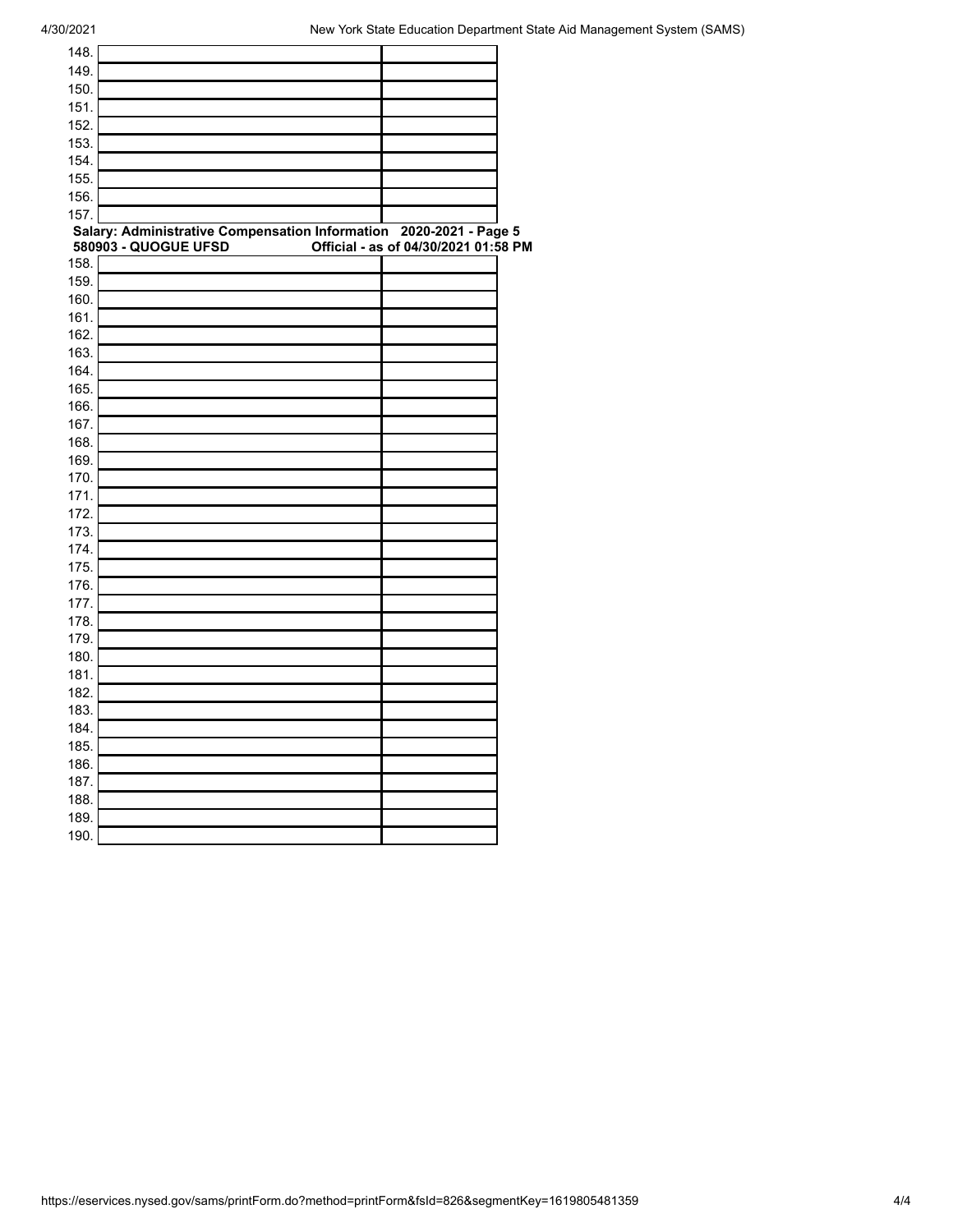| | | |
|---|---|---|
| 148. | | |
| 149. | | |
| 150. | | |
| 151. | | |
| 152. | | |
| 153. | | |
| 154. | | |
| 155. | | |
| 156. | | |
| 157. | | |

**Salary: Administrative Compensation Information 2020-2021 - Page 5**
**580903 - QUOGUE UFSD Official - as of 04/30/2021 01:58 PM**

| | | |
|---|---|---|
| 158. | | |
| 159. | | |
| 160. | | |
| 161. | | |
| 162. | | |
| 163. | | |
| 164. | | |
| 165. | | |
| 166. | | |
| 167. | | |
| 168. | | |
| 169. | | |
| 170. | | |
| 171. | | |
| 172. | | |
| 173. | | |
| 174. | | |
| 175. | | |
| 176. | | |
| 177. | | |
| 178. | | |
| 179. | | |
| 180. | | |
| 181. | | |
| 182. | | |
| 183. | | |
| 184. | | |
| 185. | | |
| 186. | | |
| 187. | | |
| 188. | | |
| 189. | | |
| 190. | | |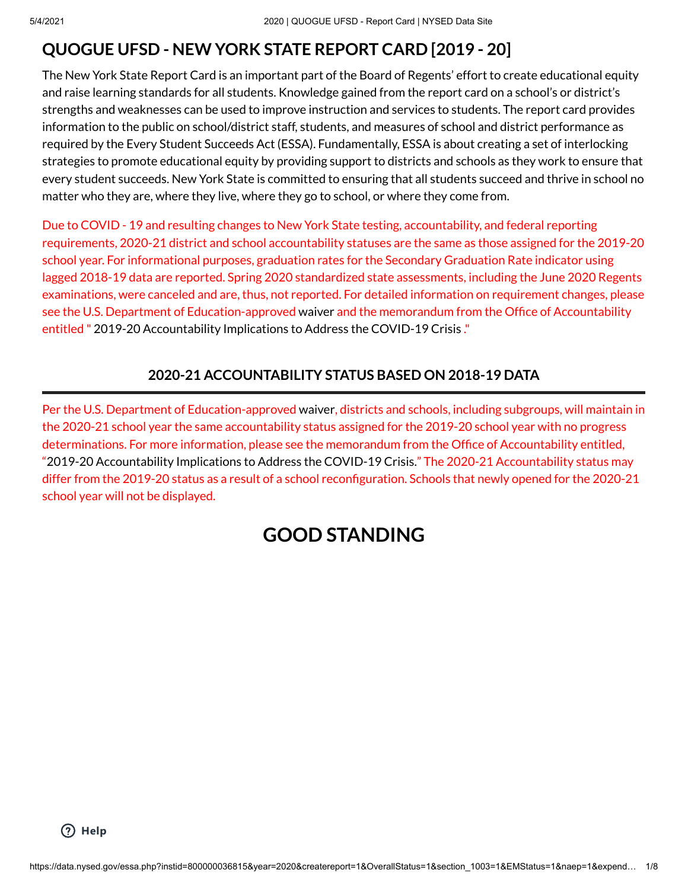# QUOGUE UFSD - NEW YORK STATE REPORT CARD [2019 - 20]

The New York State Report Card is an important part of the Board of Regents' effort to create educational equity and raise learning standards for all students. Knowledge gained from the report card on a school's or district's strengths and weaknesses can be used to improve instruction and services to students. The report card provides information to the public on school/district staff, students, and measures of school and district performance as required by the Every Student Succeeds Act (ESSA). Fundamentally, ESSA is about creating a set of interlocking strategies to promote educational equity by providing support to districts and schools as they work to ensure that every student succeeds. New York State is committed to ensuring that all students succeed and thrive in school no matter who they are, where they live, where they go to school, or where they come from.

Due to COVID - 19 and resulting changes to New York State testing, accountability, and federal reporting requirements, 2020-21 district and school accountability statuses are the same as those assigned for the 2019-20 school year. For informational purposes, graduation rates for the Secondary Graduation Rate indicator using lagged 2018-19 data are reported. Spring 2020 standardized state assessments, including the June 2020 Regents examinations, were canceled and are, thus, not reported. For detailed information on requirement changes, please see the U.S. Department of Education-approved waiver and the memorandum from the Office of Accountability entitled " 2019-20 Accountability Implications to Address the COVID-19 Crisis ."

## 2020-21 ACCOUNTABILITY STATUS BASED ON 2018-19 DATA

Per the U.S. Department of Education-approved waiver, districts and schools, including subgroups, will maintain in the 2020-21 school year the same accountability status assigned for the 2019-20 school year with no progress determinations. For more information, please see the memorandum from the Office of Accountability entitled, "2019-20 Accountability Implications to Address the COVID-19 Crisis." The 2020-21 Accountability status may differ from the 2019-20 status as a result of a school reconfiguration. Schools that newly opened for the 2020-21 school year will not be displayed.

# GOOD STANDING

Help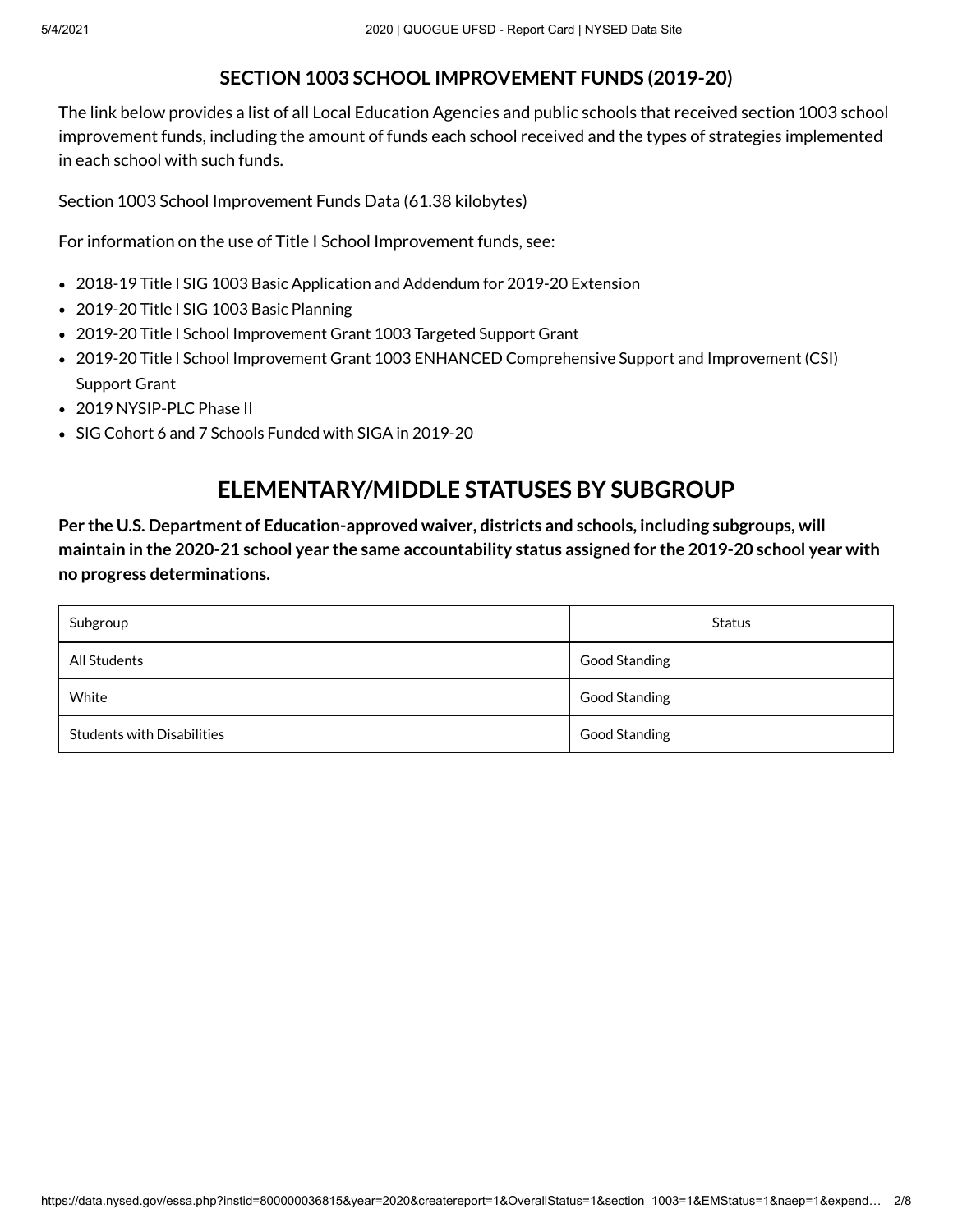### SECTION 1003 SCHOOL IMPROVEMENT FUNDS (2019-20)

The link below provides a list of all Local Education Agencies and public schools that received section 1003 school improvement funds, including the amount of funds each school received and the types of strategies implemented in each school with such funds.

Section 1003 School Improvement Funds Data (61.38 kilobytes)

For information on the use of Title I School Improvement funds, see:

- 2018-19 Title I SIG 1003 Basic Application and Addendum for 2019-20 Extension
- 2019-20 Title I SIG 1003 Basic Planning
- 2019-20 Title I School Improvement Grant 1003 Targeted Support Grant
- 2019-20 Title I School Improvement Grant 1003 ENHANCED Comprehensive Support and Improvement (CSI) Support Grant
- 2019 NYSIP-PLC Phase II
- SIG Cohort 6 and 7 Schools Funded with SIGA in 2019-20

## ELEMENTARY/MIDDLE STATUSES BY SUBGROUP

**Per the U.S. Department of Education-approved waiver, districts and schools, including subgroups, will maintain in the 2020-21 school year the same accountability status assigned for the 2019-20 school year with no progress determinations.**

| Subgroup | Status |
|---|---|
| All Students | Good Standing |
| White | Good Standing |
| Students with Disabilities | Good Standing |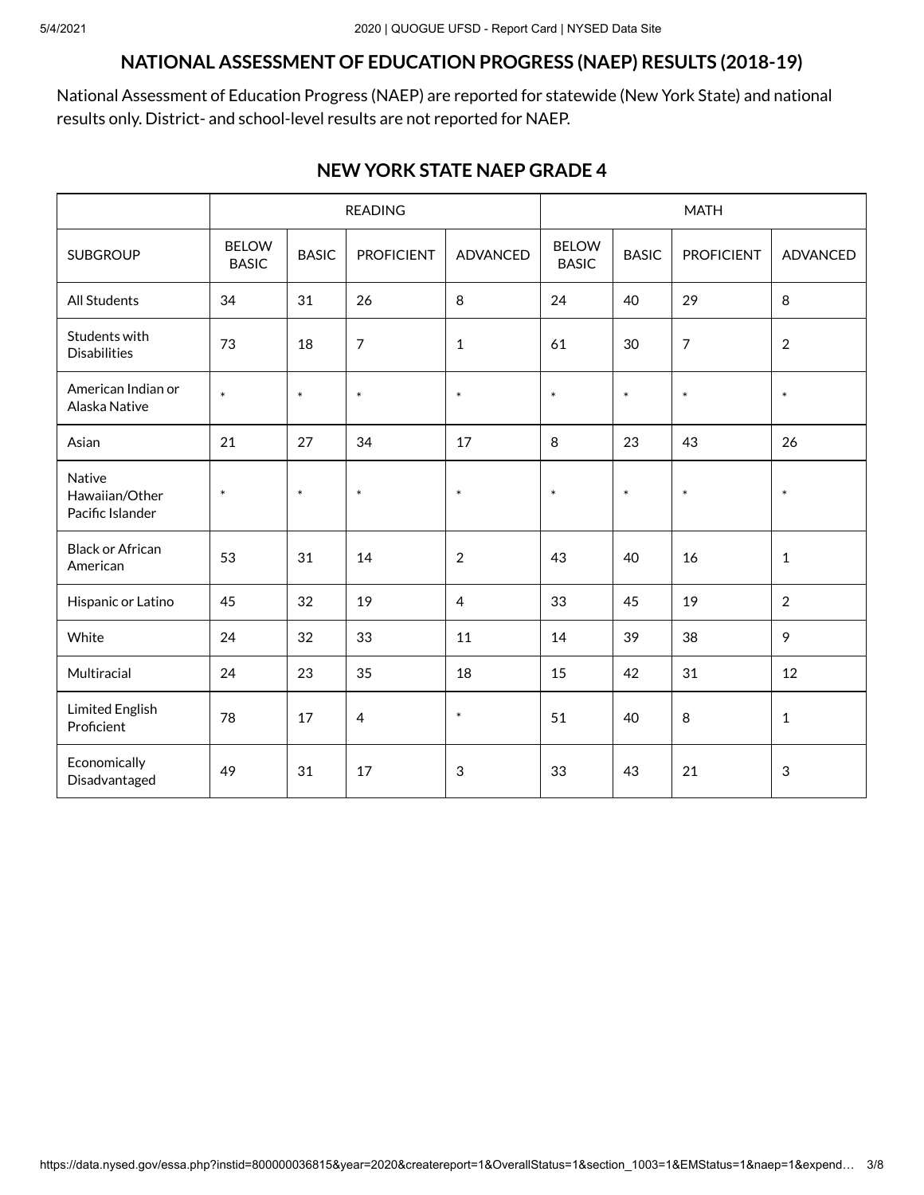## NATIONAL ASSESSMENT OF EDUCATION PROGRESS (NAEP) RESULTS (2018-19)

National Assessment of Education Progress (NAEP) are reported for statewide (New York State) and national results only. District- and school-level results are not reported for NAEP.

### NEW YORK STATE NAEP GRADE 4

| | READING | | | | MATH | | | |
|---|---|---|---|---|---|---|---|---|
| SUBGROUP | BELOW BASIC | BASIC | PROFICIENT | ADVANCED | BELOW BASIC | BASIC | PROFICIENT | ADVANCED |
| All Students | 34 | 31 | 26 | 8 | 24 | 40 | 29 | 8 |
| Students with Disabilities | 73 | 18 | 7 | 1 | 61 | 30 | 7 | 2 |
| American Indian or Alaska Native | * | * | * | * | * | * | * | * |
| Asian | 21 | 27 | 34 | 17 | 8 | 23 | 43 | 26 |
| Native Hawaiian/Other Pacific Islander | * | * | * | * | * | * | * | * |
| Black or African American | 53 | 31 | 14 | 2 | 43 | 40 | 16 | 1 |
| Hispanic or Latino | 45 | 32 | 19 | 4 | 33 | 45 | 19 | 2 |
| White | 24 | 32 | 33 | 11 | 14 | 39 | 38 | 9 |
| Multiracial | 24 | 23 | 35 | 18 | 15 | 42 | 31 | 12 |
| Limited English Proficient | 78 | 17 | 4 | * | 51 | 40 | 8 | 1 |
| Economically Disadvantaged | 49 | 31 | 17 | 3 | 33 | 43 | 21 | 3 |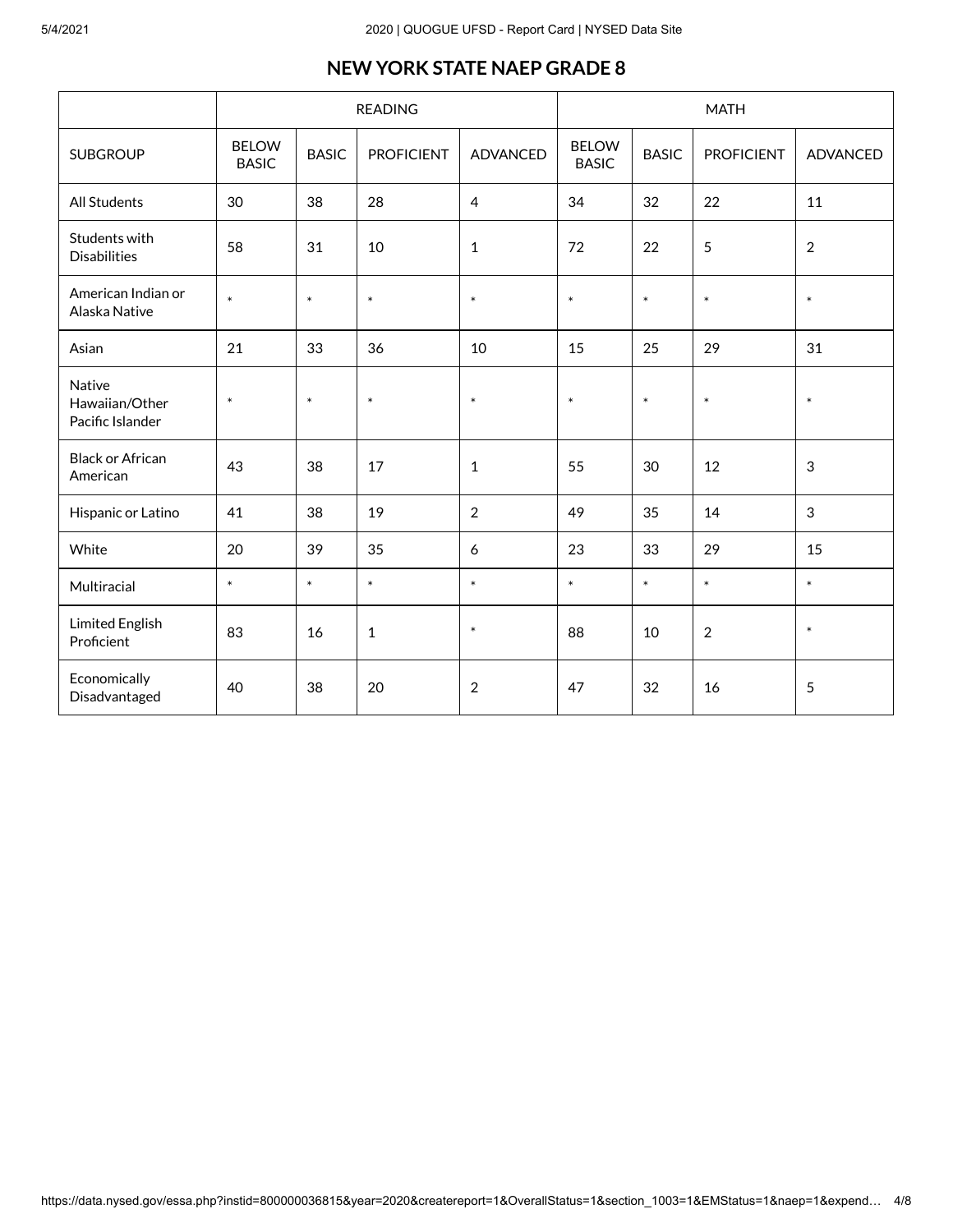## NEW YORK STATE NAEP GRADE 8

| | READING | | | | MATH | | | |
|---|---|---|---|---|---|---|---|---|
| SUBGROUP | BELOW BASIC | BASIC | PROFICIENT | ADVANCED | BELOW BASIC | BASIC | PROFICIENT | ADVANCED |
| All Students | 30 | 38 | 28 | 4 | 34 | 32 | 22 | 11 |
| Students with Disabilities | 58 | 31 | 10 | 1 | 72 | 22 | 5 | 2 |
| American Indian or Alaska Native | * | * | * | * | * | * | * | * |
| Asian | 21 | 33 | 36 | 10 | 15 | 25 | 29 | 31 |
| Native Hawaiian/Other Pacific Islander | * | * | * | * | * | * | * | * |
| Black or African American | 43 | 38 | 17 | 1 | 55 | 30 | 12 | 3 |
| Hispanic or Latino | 41 | 38 | 19 | 2 | 49 | 35 | 14 | 3 |
| White | 20 | 39 | 35 | 6 | 23 | 33 | 29 | 15 |
| Multiracial | * | * | * | * | * | * | * | * |
| Limited English Proficient | 83 | 16 | 1 | * | 88 | 10 | 2 | * |
| Economically Disadvantaged | 40 | 38 | 20 | 2 | 47 | 32 | 16 | 5 |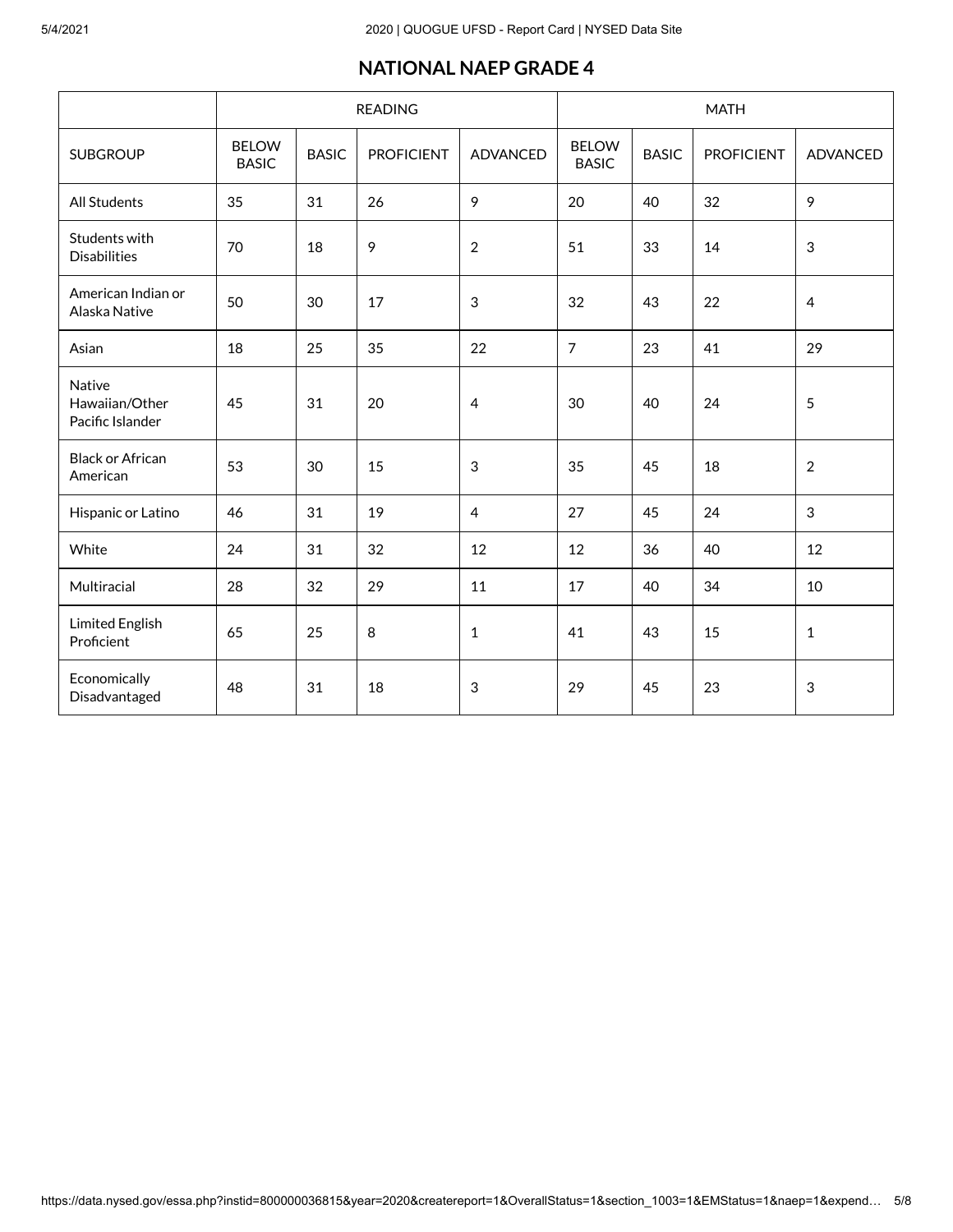## NATIONAL NAEP GRADE 4

| | READING | | | | MATH | | | |
|---|---|---|---|---|---|---|---|---|
| SUBGROUP | BELOW BASIC | BASIC | PROFICIENT | ADVANCED | BELOW BASIC | BASIC | PROFICIENT | ADVANCED |
| All Students | 35 | 31 | 26 | 9 | 20 | 40 | 32 | 9 |
| Students with Disabilities | 70 | 18 | 9 | 2 | 51 | 33 | 14 | 3 |
| American Indian or Alaska Native | 50 | 30 | 17 | 3 | 32 | 43 | 22 | 4 |
| Asian | 18 | 25 | 35 | 22 | 7 | 23 | 41 | 29 |
| Native Hawaiian/Other Pacific Islander | 45 | 31 | 20 | 4 | 30 | 40 | 24 | 5 |
| Black or African American | 53 | 30 | 15 | 3 | 35 | 45 | 18 | 2 |
| Hispanic or Latino | 46 | 31 | 19 | 4 | 27 | 45 | 24 | 3 |
| White | 24 | 31 | 32 | 12 | 12 | 36 | 40 | 12 |
| Multiracial | 28 | 32 | 29 | 11 | 17 | 40 | 34 | 10 |
| Limited English Proficient | 65 | 25 | 8 | 1 | 41 | 43 | 15 | 1 |
| Economically Disadvantaged | 48 | 31 | 18 | 3 | 29 | 45 | 23 | 3 |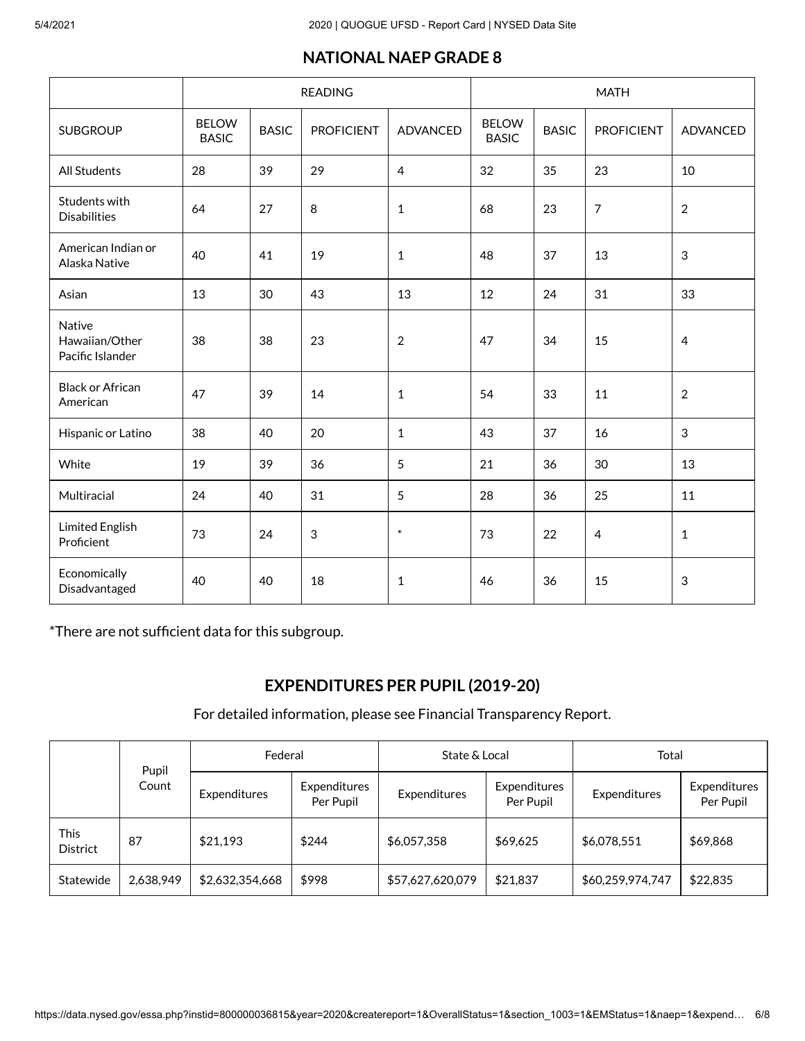## NATIONAL NAEP GRADE 8

| | READING | | | | MATH | | | |
|---|---|---|---|---|---|---|---|---|
| SUBGROUP | BELOW BASIC | BASIC | PROFICIENT | ADVANCED | BELOW BASIC | BASIC | PROFICIENT | ADVANCED |
| All Students | 28 | 39 | 29 | 4 | 32 | 35 | 23 | 10 |
| Students with Disabilities | 64 | 27 | 8 | 1 | 68 | 23 | 7 | 2 |
| American Indian or Alaska Native | 40 | 41 | 19 | 1 | 48 | 37 | 13 | 3 |
| Asian | 13 | 30 | 43 | 13 | 12 | 24 | 31 | 33 |
| Native Hawaiian/Other Pacific Islander | 38 | 38 | 23 | 2 | 47 | 34 | 15 | 4 |
| Black or African American | 47 | 39 | 14 | 1 | 54 | 33 | 11 | 2 |
| Hispanic or Latino | 38 | 40 | 20 | 1 | 43 | 37 | 16 | 3 |
| White | 19 | 39 | 36 | 5 | 21 | 36 | 30 | 13 |
| Multiracial | 24 | 40 | 31 | 5 | 28 | 36 | 25 | 11 |
| Limited English Proficient | 73 | 24 | 3 | * | 73 | 22 | 4 | 1 |
| Economically Disadvantaged | 40 | 40 | 18 | 1 | 46 | 36 | 15 | 3 |

*There are not sufficient data for this subgroup.

## EXPENDITURES PER PUPIL (2019-20)

For detailed information, please see Financial Transparency Report.

| | Pupil Count | Federal | | State & Local | | Total | |
|---|---|---|---|---|---|---|---|
| | | Expenditures | Expenditures Per Pupil | Expenditures | Expenditures Per Pupil | Expenditures | Expenditures Per Pupil |
| This District | 87 | $21,193 | $244 | $6,057,358 | $69,625 | $6,078,551 | $69,868 |
| Statewide | 2,638,949 | $2,632,354,668 | $998 | $57,627,620,079 | $21,837 | $60,259,974,747 | $22,835 |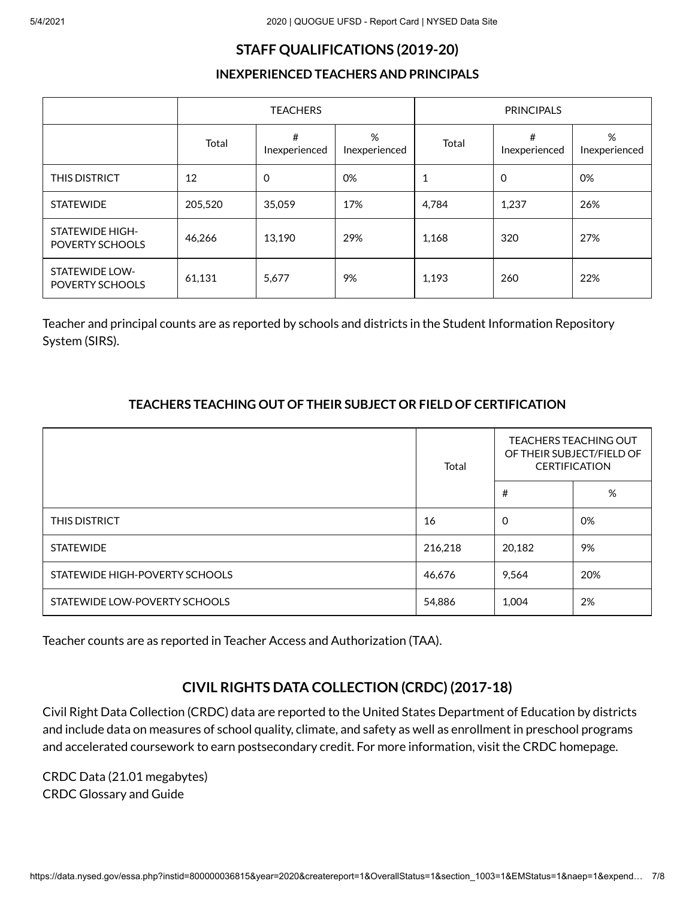## STAFF QUALIFICATIONS (2019-20)

### INEXPERIENCED TEACHERS AND PRINCIPALS

| | TEACHERS | | | PRINCIPALS | | |
|---|---|---|---|---|---|---|
| | Total | # Inexperienced | % Inexperienced | Total | # Inexperienced | % Inexperienced |
| THIS DISTRICT | 12 | 0 | 0% | 1 | 0 | 0% |
| STATEWIDE | 205,520 | 35,059 | 17% | 4,784 | 1,237 | 26% |
| STATEWIDE HIGH-POVERTY SCHOOLS | 46,266 | 13,190 | 29% | 1,168 | 320 | 27% |
| STATEWIDE LOW-POVERTY SCHOOLS | 61,131 | 5,677 | 9% | 1,193 | 260 | 22% |

Teacher and principal counts are as reported by schools and districts in the Student Information Repository System (SIRS).

### TEACHERS TEACHING OUT OF THEIR SUBJECT OR FIELD OF CERTIFICATION

| | Total | TEACHERS TEACHING OUT OF THEIR SUBJECT/FIELD OF CERTIFICATION | |
|---|---|---|---|
| | | # | % |
| THIS DISTRICT | 16 | 0 | 0% |
| STATEWIDE | 216,218 | 20,182 | 9% |
| STATEWIDE HIGH-POVERTY SCHOOLS | 46,676 | 9,564 | 20% |
| STATEWIDE LOW-POVERTY SCHOOLS | 54,886 | 1,004 | 2% |

Teacher counts are as reported in Teacher Access and Authorization (TAA).

## CIVIL RIGHTS DATA COLLECTION (CRDC) (2017-18)

Civil Right Data Collection (CRDC) data are reported to the United States Department of Education by districts and include data on measures of school quality, climate, and safety as well as enrollment in preschool programs and accelerated coursework to earn postsecondary credit. For more information, visit the CRDC homepage.

CRDC Data (21.01 megabytes)
CRDC Glossary and Guide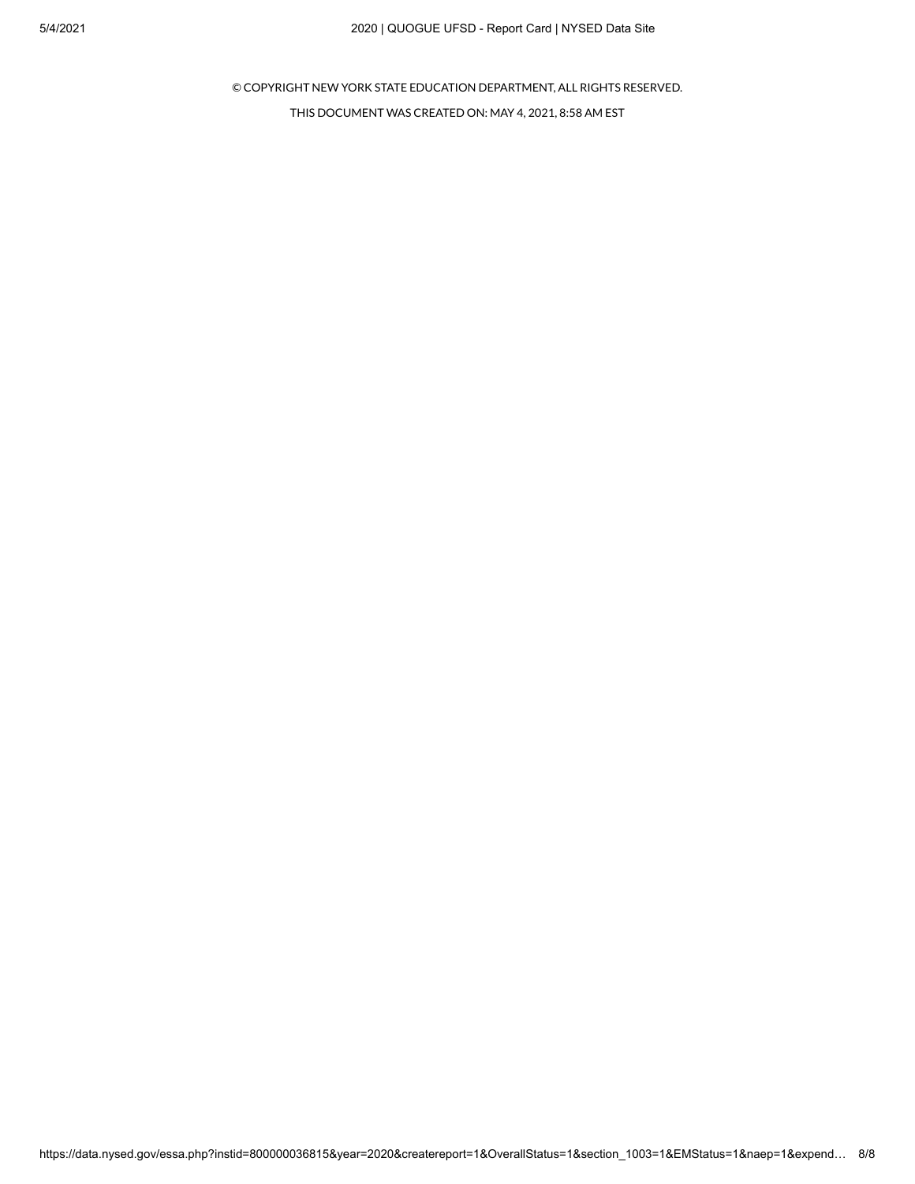© COPYRIGHT NEW YORK STATE EDUCATION DEPARTMENT, ALL RIGHTS RESERVED.

THIS DOCUMENT WAS CREATED ON: MAY 4, 2021, 8:58 AM EST